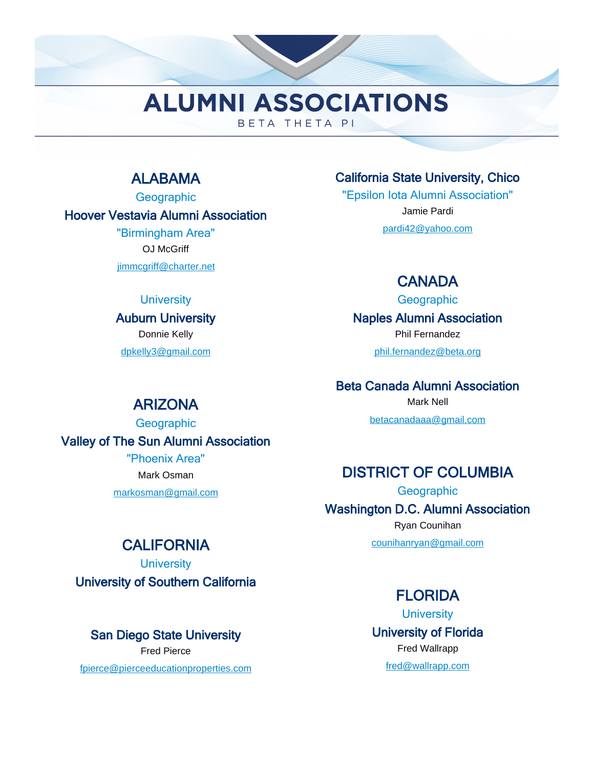# ALUMNI ASSOCIATIONS

BETA THETA PI

## ALABAMA

Geographic

### Hoover Vestavia Alumni Association

"Birmingham Area"

OJ McGriff

jimmcgriff@charter.net

University

### Auburn University

Donnie Kelly

dpkelly3@gmail.com

## ARIZONA

Geographic

### Valley of The Sun Alumni Association

"Phoenix Area"

Mark Osman

markosman@gmail.com

## CALIFORNIA

University

### University of Southern California

### San Diego State University

Fred Pierce

fpierce@pierceeducationproperties.com

### California State University, Chico

"Epsilon Iota Alumni Association"

Jamie Pardi

pardi42@yahoo.com

## CANADA

Geographic

### Naples Alumni Association

Phil Fernandez

phil.fernandez@beta.org

### Beta Canada Alumni Association

Mark Nell

betacanadaaa@gmail.com

## DISTRICT OF COLUMBIA

Geographic

### Washington D.C. Alumni Association

Ryan Counihan

counihanryan@gmail.com

## FLORIDA

University

### University of Florida

Fred Wallrapp

fred@wallrapp.com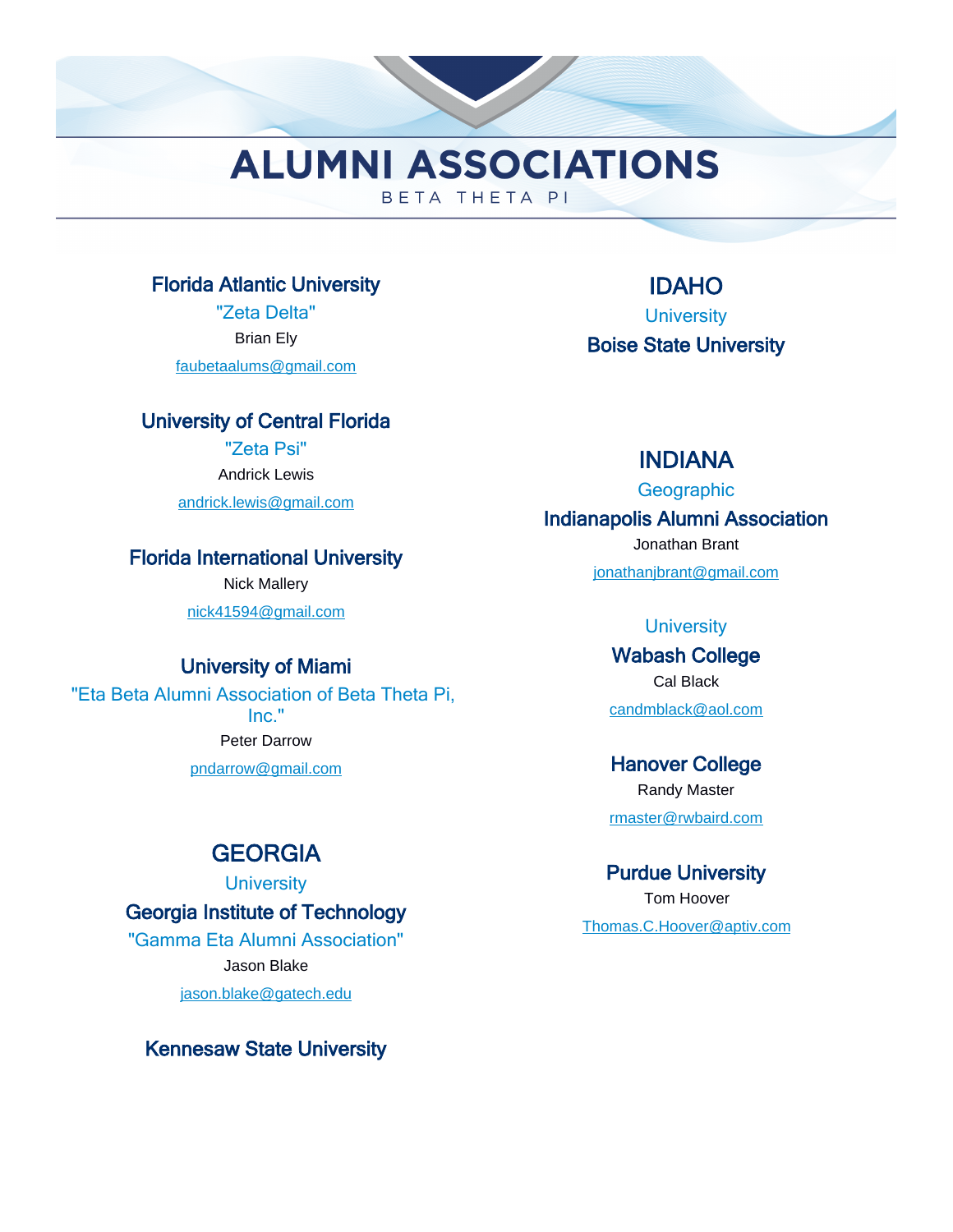# ALUMNI ASSOCIATIONS

BETA THETA PI

### Florida Atlantic University

"Zeta Delta"

Brian Ely

faubetaalums@gmail.com

### University of Central Florida

"Zeta Psi"

Andrick Lewis

andrick.lewis@gmail.com

### Florida International University

Nick Mallery

nick41594@gmail.com

### University of Miami

"Eta Beta Alumni Association of Beta Theta Pi, Inc."

Peter Darrow

pndarrow@gmail.com

## GEORGIA

University

### Georgia Institute of Technology

"Gamma Eta Alumni Association"

Jason Blake

jason.blake@gatech.edu

### Kennesaw State University

## IDAHO

University

### Boise State University

## INDIANA

Geographic

### Indianapolis Alumni Association

Jonathan Brant

jonathanjbrant@gmail.com

University

### Wabash College

Cal Black

candmblack@aol.com

### Hanover College

Randy Master

rmaster@rwbaird.com

### Purdue University

Tom Hoover

Thomas.C.Hoover@aptiv.com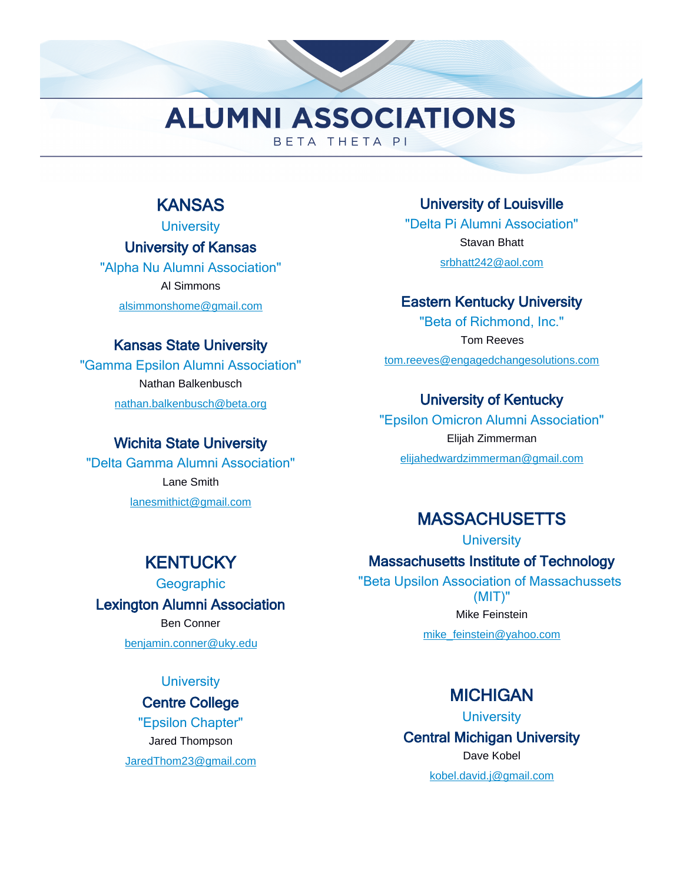# ALUMNI ASSOCIATIONS

BETA THETA PI

## KANSAS

University

### University of Kansas

"Alpha Nu Alumni Association"

Al Simmons

alsimmonshome@gmail.com

### Kansas State University

"Gamma Epsilon Alumni Association"

Nathan Balkenbusch

nathan.balkenbusch@beta.org

### Wichita State University

"Delta Gamma Alumni Association"

Lane Smith

lanesmithict@gmail.com

## KENTUCKY

Geographic

### Lexington Alumni Association

Ben Conner

benjamin.conner@uky.edu

University

### Centre College

"Epsilon Chapter"

Jared Thompson

JaredThom23@gmail.com

### University of Louisville

"Delta Pi Alumni Association"

Stavan Bhatt

srbhatt242@aol.com

### Eastern Kentucky University

"Beta of Richmond, Inc."

Tom Reeves

tom.reeves@engagedchangesolutions.com

### University of Kentucky

"Epsilon Omicron Alumni Association"

Elijah Zimmerman

elijahedwardzimmerman@gmail.com

## MASSACHUSETTS

University

### Massachusetts Institute of Technology

"Beta Upsilon Association of Massachussets (MIT)"

Mike Feinstein

mike_feinstein@yahoo.com

## MICHIGAN

University

### Central Michigan University

Dave Kobel

kobel.david.j@gmail.com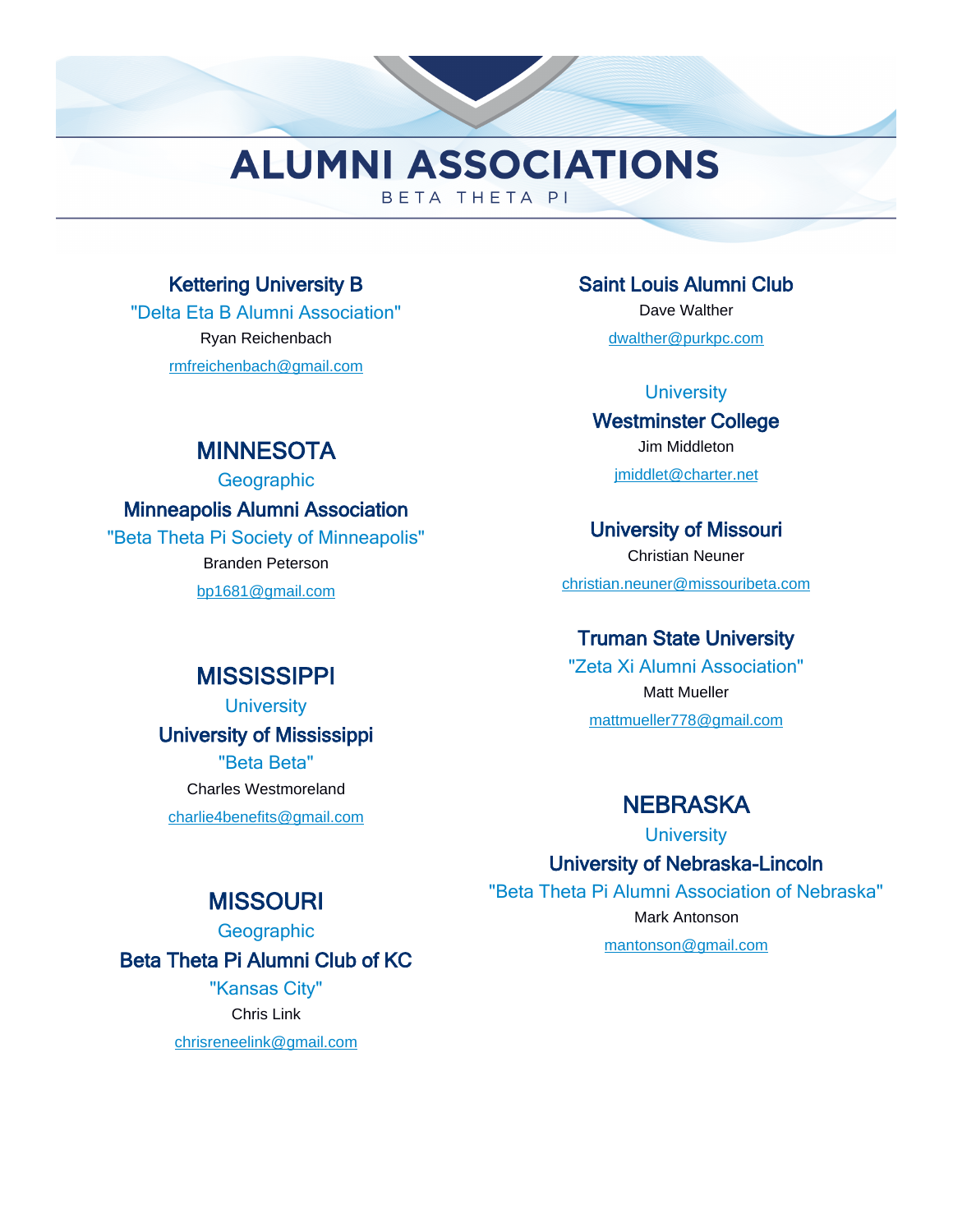# ALUMNI ASSOCIATIONS

BETA THETA PI

### Kettering University B

"Delta Eta B Alumni Association"

Ryan Reichenbach

rmfreichenbach@gmail.com

## MINNESOTA

Geographic

### Minneapolis Alumni Association

"Beta Theta Pi Society of Minneapolis"

Branden Peterson

bp1681@gmail.com

## MISSISSIPPI

University

### University of Mississippi

"Beta Beta"

Charles Westmoreland

charlie4benefits@gmail.com

## MISSOURI

Geographic

### Beta Theta Pi Alumni Club of KC

"Kansas City"

Chris Link

chrisreneelink@gmail.com

### Saint Louis Alumni Club

Dave Walther

dwalther@purkpc.com

University

### Westminster College

Jim Middleton

jmiddlet@charter.net

### University of Missouri

Christian Neuner

christian.neuner@missouribeta.com

### Truman State University

"Zeta Xi Alumni Association"

Matt Mueller

mattmueller778@gmail.com

## NEBRASKA

University

### University of Nebraska-Lincoln

"Beta Theta Pi Alumni Association of Nebraska"

Mark Antonson

mantonson@gmail.com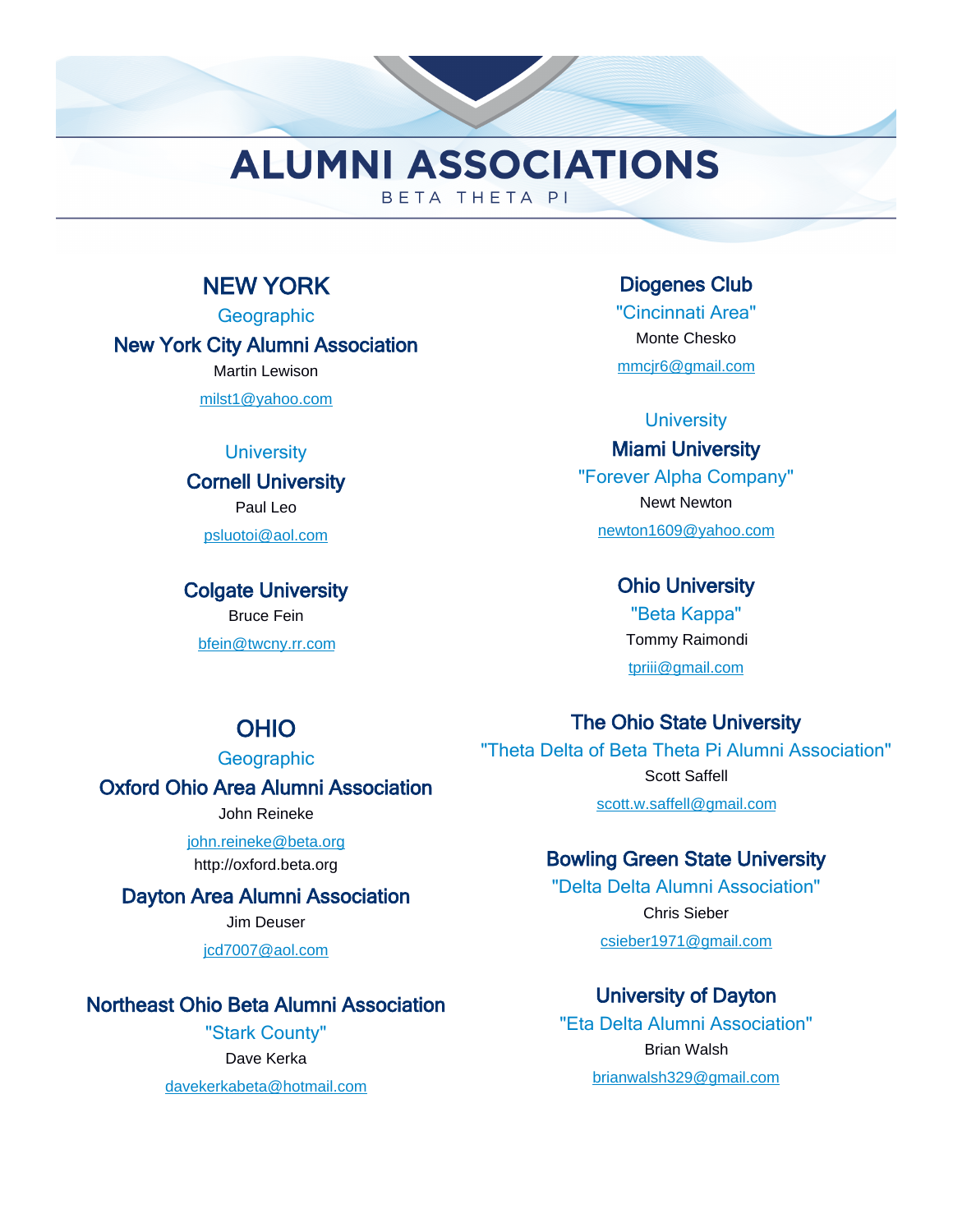# ALUMNI ASSOCIATIONS

BETA THETA PI

## NEW YORK

### Geographic

**New York City Alumni Association**

Martin Lewison

milst1@yahoo.com

### University

**Cornell University**

Paul Leo

psluotoi@aol.com

**Colgate University**

Bruce Fein

bfein@twcny.rr.com

## OHIO

### Geographic

**Oxford Ohio Area Alumni Association**

John Reineke

john.reineke@beta.org

http://oxford.beta.org

**Dayton Area Alumni Association**

Jim Deuser

jcd7007@aol.com

**Northeast Ohio Beta Alumni Association**

"Stark County"

Dave Kerka

davekerkabeta@hotmail.com

**Diogenes Club**

"Cincinnati Area"

Monte Chesko

mmcjr6@gmail.com

### University

**Miami University**

"Forever Alpha Company"

Newt Newton

newton1609@yahoo.com

**Ohio University**

"Beta Kappa"

Tommy Raimondi

tpriii@gmail.com

**The Ohio State University**

"Theta Delta of Beta Theta Pi Alumni Association"

Scott Saffell

scott.w.saffell@gmail.com

**Bowling Green State University**

"Delta Delta Alumni Association"

Chris Sieber

csieber1971@gmail.com

**University of Dayton**

"Eta Delta Alumni Association"

Brian Walsh

brianwalsh329@gmail.com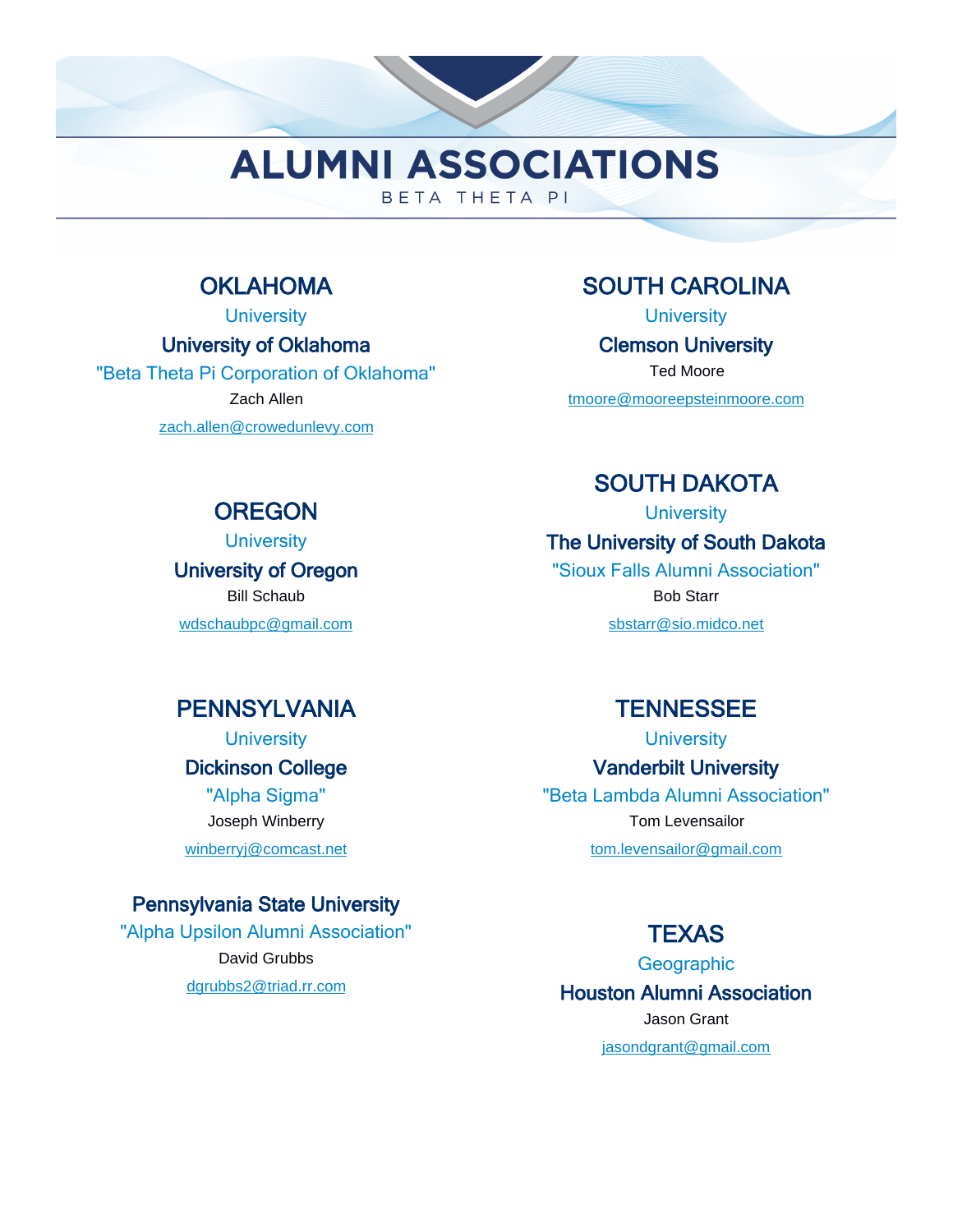# ALUMNI ASSOCIATIONS

BETA THETA PI

## OKLAHOMA

University

**University of Oklahoma**

"Beta Theta Pi Corporation of Oklahoma"

Zach Allen

zach.allen@crowedunlevy.com

## OREGON

University

**University of Oregon**

Bill Schaub

wdschaubpc@gmail.com

## PENNSYLVANIA

University

**Dickinson College**

"Alpha Sigma"

Joseph Winberry

winberryj@comcast.net

**Pennsylvania State University**

"Alpha Upsilon Alumni Association"

David Grubbs

dgrubbs2@triad.rr.com

## SOUTH CAROLINA

University

**Clemson University**

Ted Moore

tmoore@mooreepsteinmoore.com

## SOUTH DAKOTA

University

**The University of South Dakota**

"Sioux Falls Alumni Association"

Bob Starr

sbstarr@sio.midco.net

## TENNESSEE

University

**Vanderbilt University**

"Beta Lambda Alumni Association"

Tom Levensailor

tom.levensailor@gmail.com

## TEXAS

Geographic

**Houston Alumni Association**

Jason Grant

jasondgrant@gmail.com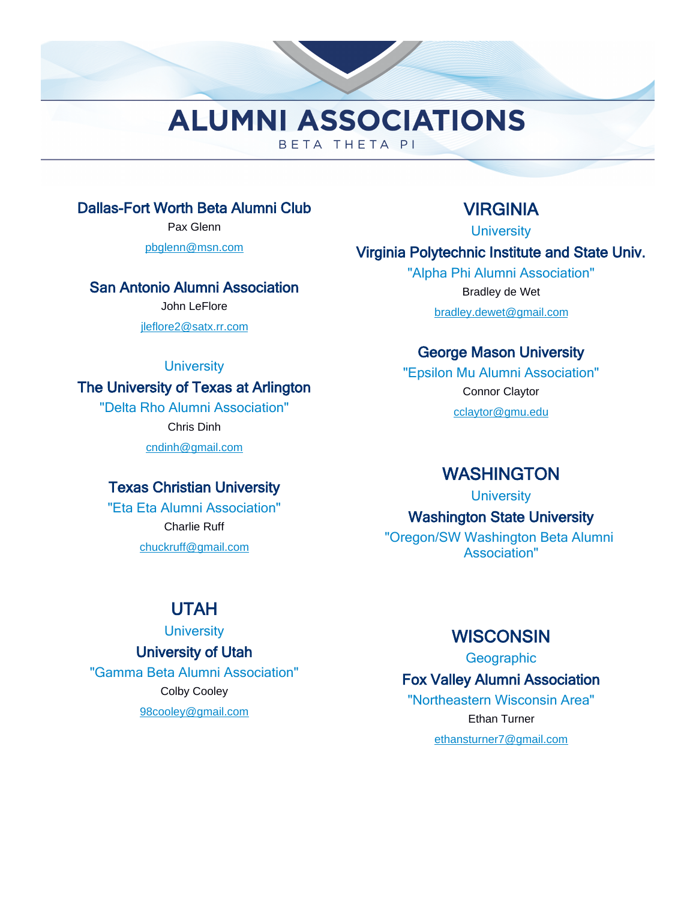# ALUMNI ASSOCIATIONS

BETA THETA PI

### Dallas-Fort Worth Beta Alumni Club

Pax Glenn

pbglenn@msn.com

### San Antonio Alumni Association

John LeFlore

jleflore2@satx.rr.com

University

### The University of Texas at Arlington

"Delta Rho Alumni Association"

Chris Dinh

cndinh@gmail.com

### Texas Christian University

"Eta Eta Alumni Association"

Charlie Ruff

chuckruff@gmail.com

## UTAH

University

### University of Utah

"Gamma Beta Alumni Association"

Colby Cooley

98cooley@gmail.com

## VIRGINIA

University

### Virginia Polytechnic Institute and State Univ.

"Alpha Phi Alumni Association"

Bradley de Wet

bradley.dewet@gmail.com

### George Mason University

"Epsilon Mu Alumni Association"

Connor Claytor

cclaytor@gmu.edu

## WASHINGTON

University

### Washington State University

"Oregon/SW Washington Beta Alumni Association"

## WISCONSIN

Geographic

### Fox Valley Alumni Association

"Northeastern Wisconsin Area"

Ethan Turner

ethansturner7@gmail.com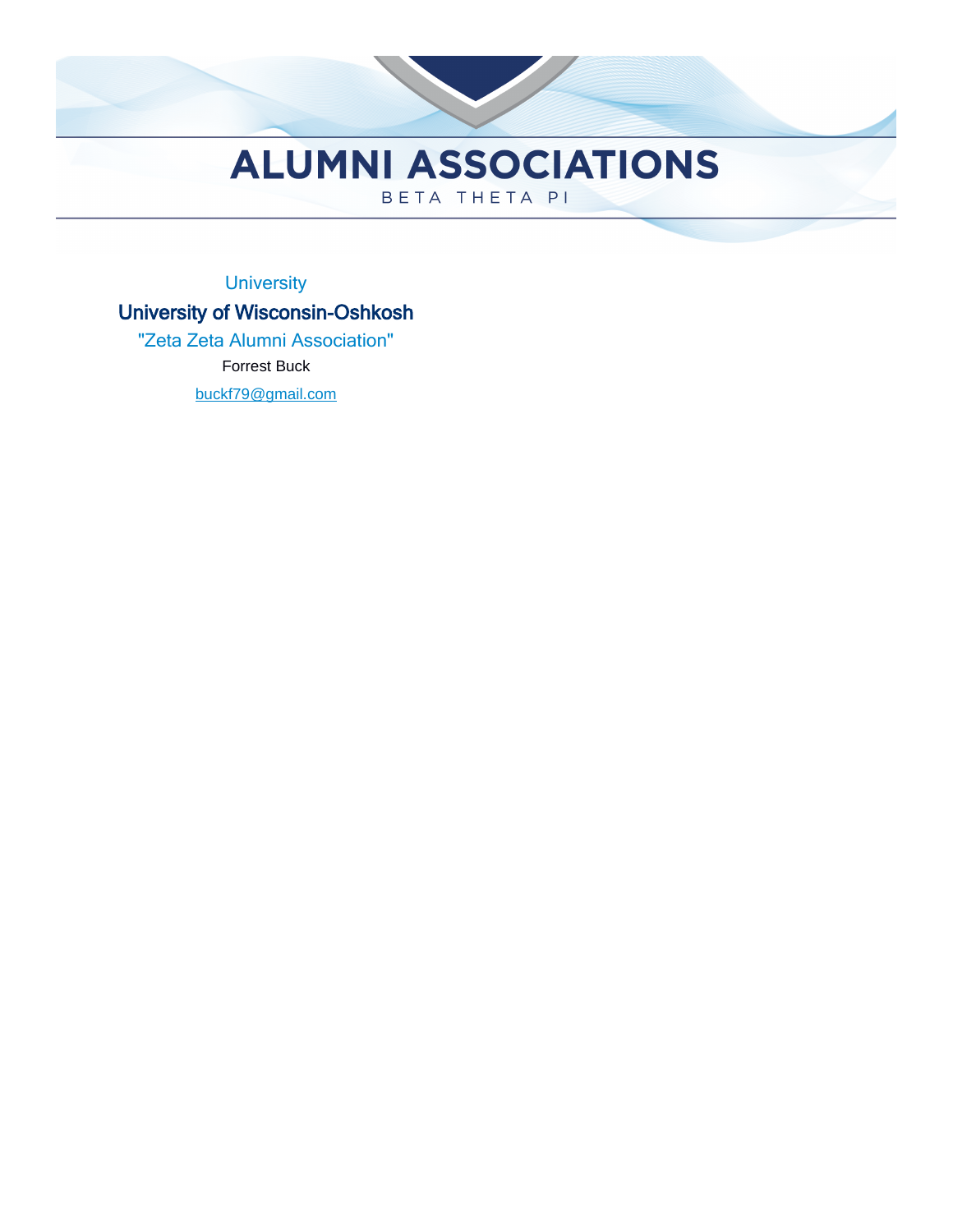# ALUMNI ASSOCIATIONS

BETA THETA PI

University

**University of Wisconsin-Oshkosh**

"Zeta Zeta Alumni Association"

Forrest Buck

buckf79@gmail.com